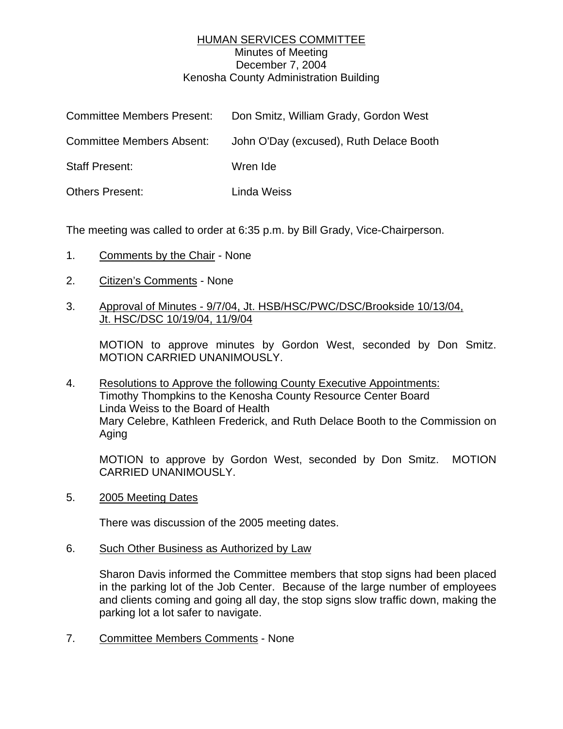# HUMAN SERVICES COMMITTEE

Minutes of Meeting
December 7, 2004
Kenosha County Administration Building

| | |
|---|---|
| Committee Members Present: | Don Smitz, William Grady, Gordon West |
| Committee Members Absent: | John O'Day (excused), Ruth Delace Booth |
| Staff Present: | Wren Ide |
| Others Present: | Linda Weiss |

The meeting was called to order at 6:35 p.m. by Bill Grady, Vice-Chairperson.

1. Comments by the Chair - None

2. Citizen's Comments - None

3. Approval of Minutes - 9/7/04, Jt. HSB/HSC/PWC/DSC/Brookside 10/13/04, Jt. HSC/DSC 10/19/04, 11/9/04

   MOTION to approve minutes by Gordon West, seconded by Don Smitz. MOTION CARRIED UNANIMOUSLY.

4. Resolutions to Approve the following County Executive Appointments:
   Timothy Thompkins to the Kenosha County Resource Center Board
   Linda Weiss to the Board of Health
   Mary Celebre, Kathleen Frederick, and Ruth Delace Booth to the Commission on Aging

   MOTION to approve by Gordon West, seconded by Don Smitz. MOTION CARRIED UNANIMOUSLY.

5. 2005 Meeting Dates

   There was discussion of the 2005 meeting dates.

6. Such Other Business as Authorized by Law

   Sharon Davis informed the Committee members that stop signs had been placed in the parking lot of the Job Center. Because of the large number of employees and clients coming and going all day, the stop signs slow traffic down, making the parking lot a lot safer to navigate.

7. Committee Members Comments - None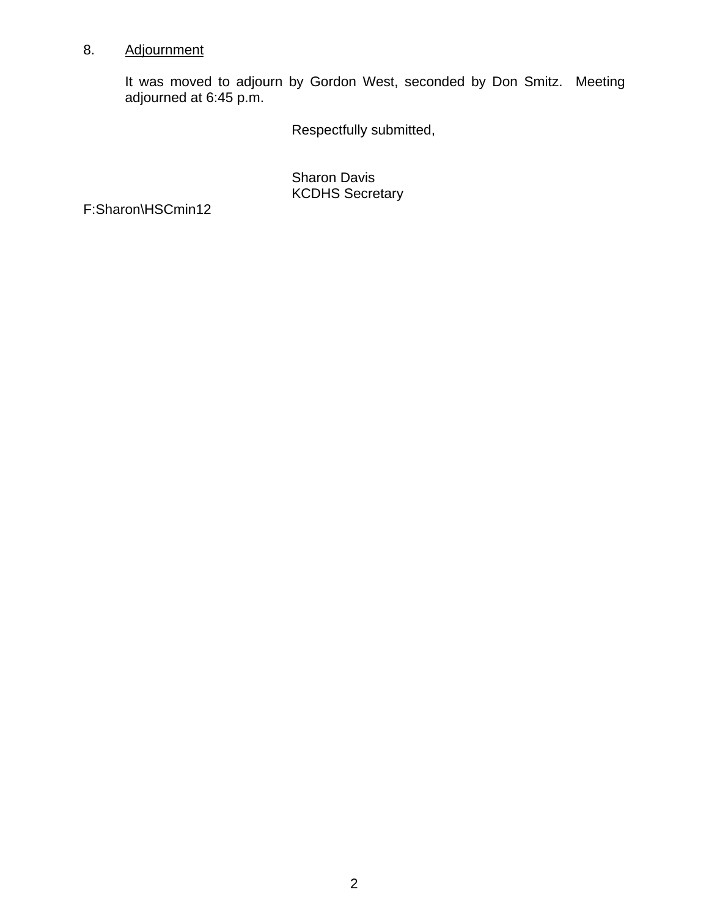8. <u>Adjournment</u>

It was moved to adjourn by Gordon West, seconded by Don Smitz. Meeting adjourned at 6:45 p.m.

Respectfully submitted,

Sharon Davis
KCDHS Secretary

F:Sharon\HSCmin12